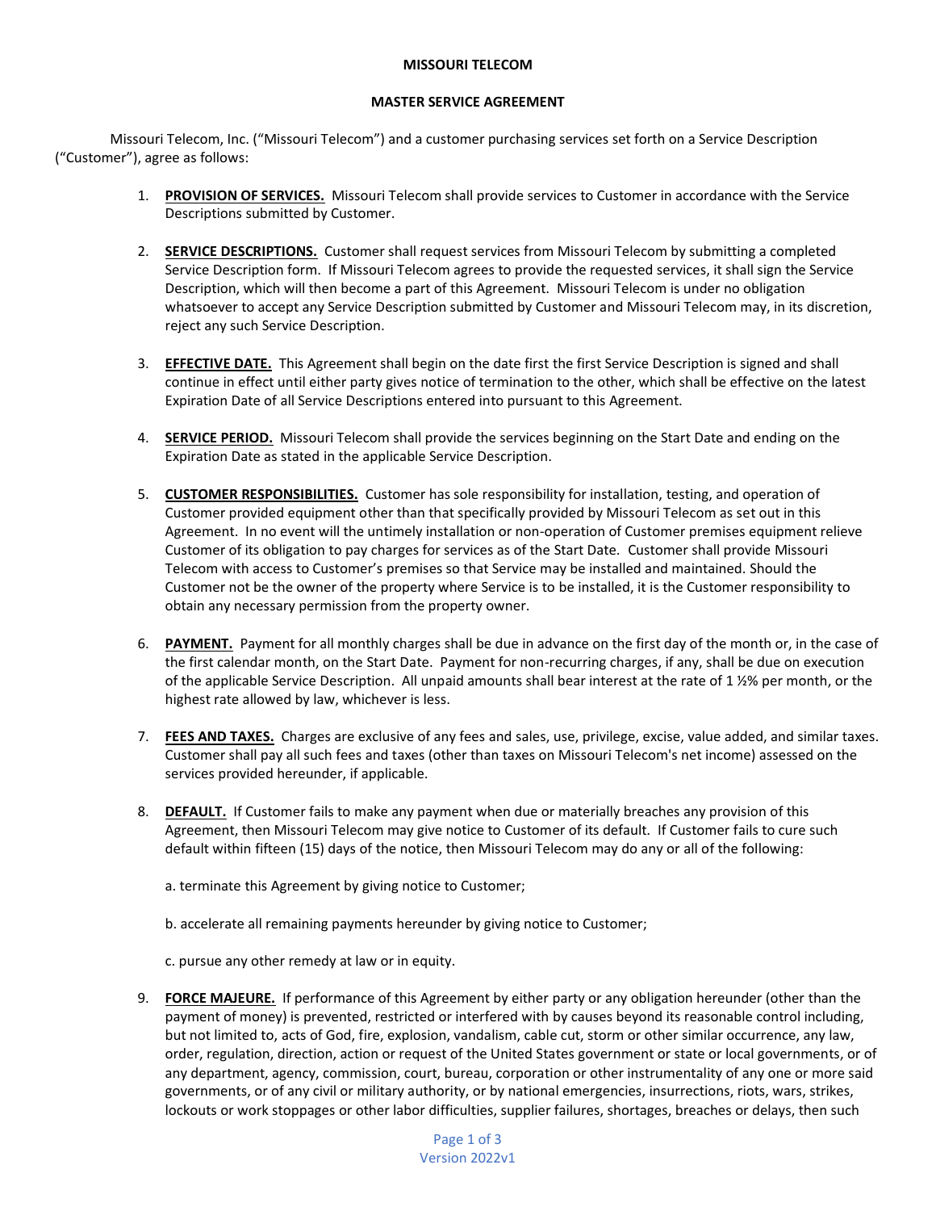**MISSOURI TELECOM**

**MASTER SERVICE AGREEMENT**

Missouri Telecom, Inc. ("Missouri Telecom") and a customer purchasing services set forth on a Service Description ("Customer"), agree as follows:

1. **PROVISION OF SERVICES.** Missouri Telecom shall provide services to Customer in accordance with the Service Descriptions submitted by Customer.

2. **SERVICE DESCRIPTIONS.** Customer shall request services from Missouri Telecom by submitting a completed Service Description form. If Missouri Telecom agrees to provide the requested services, it shall sign the Service Description, which will then become a part of this Agreement. Missouri Telecom is under no obligation whatsoever to accept any Service Description submitted by Customer and Missouri Telecom may, in its discretion, reject any such Service Description.

3. **EFFECTIVE DATE.** This Agreement shall begin on the date first the first Service Description is signed and shall continue in effect until either party gives notice of termination to the other, which shall be effective on the latest Expiration Date of all Service Descriptions entered into pursuant to this Agreement.

4. **SERVICE PERIOD.** Missouri Telecom shall provide the services beginning on the Start Date and ending on the Expiration Date as stated in the applicable Service Description.

5. **CUSTOMER RESPONSIBILITIES.** Customer has sole responsibility for installation, testing, and operation of Customer provided equipment other than that specifically provided by Missouri Telecom as set out in this Agreement. In no event will the untimely installation or non-operation of Customer premises equipment relieve Customer of its obligation to pay charges for services as of the Start Date. Customer shall provide Missouri Telecom with access to Customer's premises so that Service may be installed and maintained. Should the Customer not be the owner of the property where Service is to be installed, it is the Customer responsibility to obtain any necessary permission from the property owner.

6. **PAYMENT.** Payment for all monthly charges shall be due in advance on the first day of the month or, in the case of the first calendar month, on the Start Date. Payment for non-recurring charges, if any, shall be due on execution of the applicable Service Description. All unpaid amounts shall bear interest at the rate of 1 ½% per month, or the highest rate allowed by law, whichever is less.

7. **FEES AND TAXES.** Charges are exclusive of any fees and sales, use, privilege, excise, value added, and similar taxes. Customer shall pay all such fees and taxes (other than taxes on Missouri Telecom's net income) assessed on the services provided hereunder, if applicable.

8. **DEFAULT.** If Customer fails to make any payment when due or materially breaches any provision of this Agreement, then Missouri Telecom may give notice to Customer of its default. If Customer fails to cure such default within fifteen (15) days of the notice, then Missouri Telecom may do any or all of the following:

   a. terminate this Agreement by giving notice to Customer;

   b. accelerate all remaining payments hereunder by giving notice to Customer;

   c. pursue any other remedy at law or in equity.

9. **FORCE MAJEURE.** If performance of this Agreement by either party or any obligation hereunder (other than the payment of money) is prevented, restricted or interfered with by causes beyond its reasonable control including, but not limited to, acts of God, fire, explosion, vandalism, cable cut, storm or other similar occurrence, any law, order, regulation, direction, action or request of the United States government or state or local governments, or of any department, agency, commission, court, bureau, corporation or other instrumentality of any one or more said governments, or of any civil or military authority, or by national emergencies, insurrections, riots, wars, strikes, lockouts or work stoppages or other labor difficulties, supplier failures, shortages, breaches or delays, then such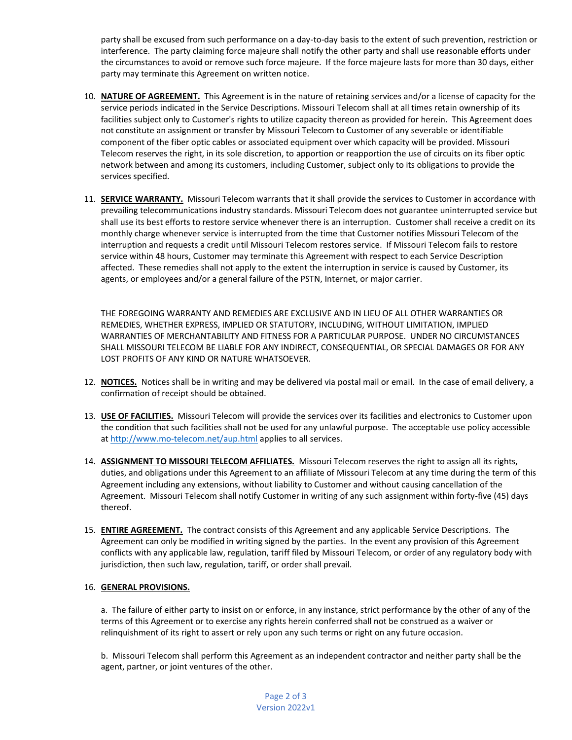party shall be excused from such performance on a day-to-day basis to the extent of such prevention, restriction or interference. The party claiming force majeure shall notify the other party and shall use reasonable efforts under the circumstances to avoid or remove such force majeure. If the force majeure lasts for more than 30 days, either party may terminate this Agreement on written notice.

10. **NATURE OF AGREEMENT.** This Agreement is in the nature of retaining services and/or a license of capacity for the service periods indicated in the Service Descriptions. Missouri Telecom shall at all times retain ownership of its facilities subject only to Customer's rights to utilize capacity thereon as provided for herein. This Agreement does not constitute an assignment or transfer by Missouri Telecom to Customer of any severable or identifiable component of the fiber optic cables or associated equipment over which capacity will be provided. Missouri Telecom reserves the right, in its sole discretion, to apportion or reapportion the use of circuits on its fiber optic network between and among its customers, including Customer, subject only to its obligations to provide the services specified.

11. **SERVICE WARRANTY.** Missouri Telecom warrants that it shall provide the services to Customer in accordance with prevailing telecommunications industry standards. Missouri Telecom does not guarantee uninterrupted service but shall use its best efforts to restore service whenever there is an interruption. Customer shall receive a credit on its monthly charge whenever service is interrupted from the time that Customer notifies Missouri Telecom of the interruption and requests a credit until Missouri Telecom restores service. If Missouri Telecom fails to restore service within 48 hours, Customer may terminate this Agreement with respect to each Service Description affected. These remedies shall not apply to the extent the interruption in service is caused by Customer, its agents, or employees and/or a general failure of the PSTN, Internet, or major carrier.

    THE FOREGOING WARRANTY AND REMEDIES ARE EXCLUSIVE AND IN LIEU OF ALL OTHER WARRANTIES OR REMEDIES, WHETHER EXPRESS, IMPLIED OR STATUTORY, INCLUDING, WITHOUT LIMITATION, IMPLIED WARRANTIES OF MERCHANTABILITY AND FITNESS FOR A PARTICULAR PURPOSE. UNDER NO CIRCUMSTANCES SHALL MISSOURI TELECOM BE LIABLE FOR ANY INDIRECT, CONSEQUENTIAL, OR SPECIAL DAMAGES OR FOR ANY LOST PROFITS OF ANY KIND OR NATURE WHATSOEVER.

12. **NOTICES.** Notices shall be in writing and may be delivered via postal mail or email. In the case of email delivery, a confirmation of receipt should be obtained.

13. **USE OF FACILITIES.** Missouri Telecom will provide the services over its facilities and electronics to Customer upon the condition that such facilities shall not be used for any unlawful purpose. The acceptable use policy accessible at http://www.mo-telecom.net/aup.html applies to all services.

14. **ASSIGNMENT TO MISSOURI TELECOM AFFILIATES.** Missouri Telecom reserves the right to assign all its rights, duties, and obligations under this Agreement to an affiliate of Missouri Telecom at any time during the term of this Agreement including any extensions, without liability to Customer and without causing cancellation of the Agreement. Missouri Telecom shall notify Customer in writing of any such assignment within forty-five (45) days thereof.

15. **ENTIRE AGREEMENT.** The contract consists of this Agreement and any applicable Service Descriptions. The Agreement can only be modified in writing signed by the parties. In the event any provision of this Agreement conflicts with any applicable law, regulation, tariff filed by Missouri Telecom, or order of any regulatory body with jurisdiction, then such law, regulation, tariff, or order shall prevail.

16. **GENERAL PROVISIONS.**

    a. The failure of either party to insist on or enforce, in any instance, strict performance by the other of any of the terms of this Agreement or to exercise any rights herein conferred shall not be construed as a waiver or relinquishment of its right to assert or rely upon any such terms or right on any future occasion.

    b. Missouri Telecom shall perform this Agreement as an independent contractor and neither party shall be the agent, partner, or joint ventures of the other.

Version 2022v1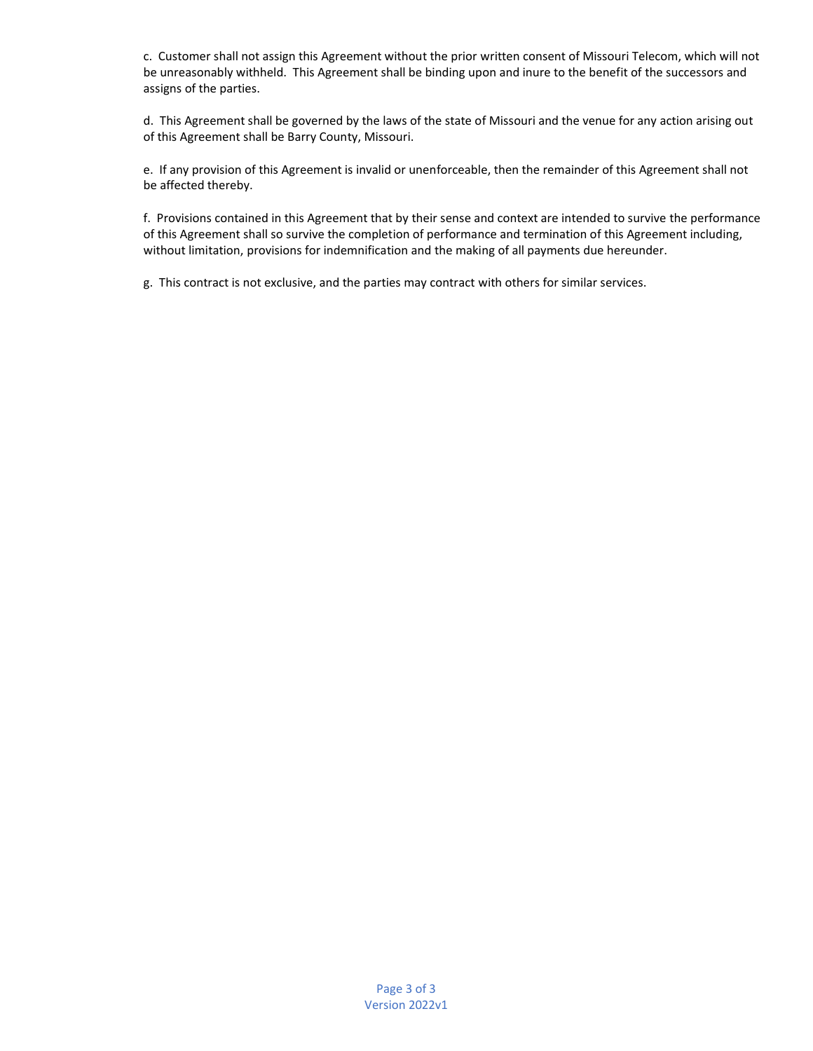c.  Customer shall not assign this Agreement without the prior written consent of Missouri Telecom, which will not be unreasonably withheld.  This Agreement shall be binding upon and inure to the benefit of the successors and assigns of the parties.

d.  This Agreement shall be governed by the laws of the state of Missouri and the venue for any action arising out of this Agreement shall be Barry County, Missouri.

e.  If any provision of this Agreement is invalid or unenforceable, then the remainder of this Agreement shall not be affected thereby.

f.  Provisions contained in this Agreement that by their sense and context are intended to survive the performance of this Agreement shall so survive the completion of performance and termination of this Agreement including, without limitation, provisions for indemnification and the making of all payments due hereunder.

g.  This contract is not exclusive, and the parties may contract with others for similar services.

Version 2022v1